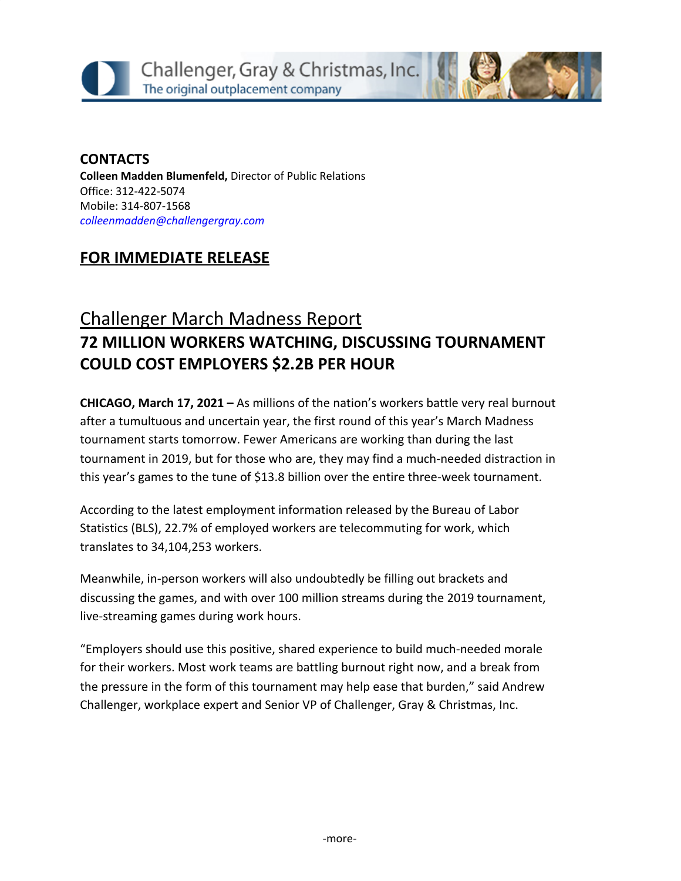Challenger, Gray & Christmas, Inc.
The original outplacement company

**CONTACTS**
**Colleen Madden Blumenfeld,** Director of Public Relations
Office: 312-422-5074
Mobile: 314-807-1568
*colleenmadden@challengergray.com*

## FOR IMMEDIATE RELEASE

# Challenger March Madness Report
## 72 MILLION WORKERS WATCHING, DISCUSSING TOURNAMENT COULD COST EMPLOYERS $2.2B PER HOUR

**CHICAGO, March 17, 2021 –** As millions of the nation's workers battle very real burnout after a tumultuous and uncertain year, the first round of this year's March Madness tournament starts tomorrow. Fewer Americans are working than during the last tournament in 2019, but for those who are, they may find a much-needed distraction in this year's games to the tune of $13.8 billion over the entire three-week tournament.

According to the latest employment information released by the Bureau of Labor Statistics (BLS), 22.7% of employed workers are telecommuting for work, which translates to 34,104,253 workers.

Meanwhile, in-person workers will also undoubtedly be filling out brackets and discussing the games, and with over 100 million streams during the 2019 tournament, live-streaming games during work hours.

"Employers should use this positive, shared experience to build much-needed morale for their workers. Most work teams are battling burnout right now, and a break from the pressure in the form of this tournament may help ease that burden," said Andrew Challenger, workplace expert and Senior VP of Challenger, Gray & Christmas, Inc.

-more-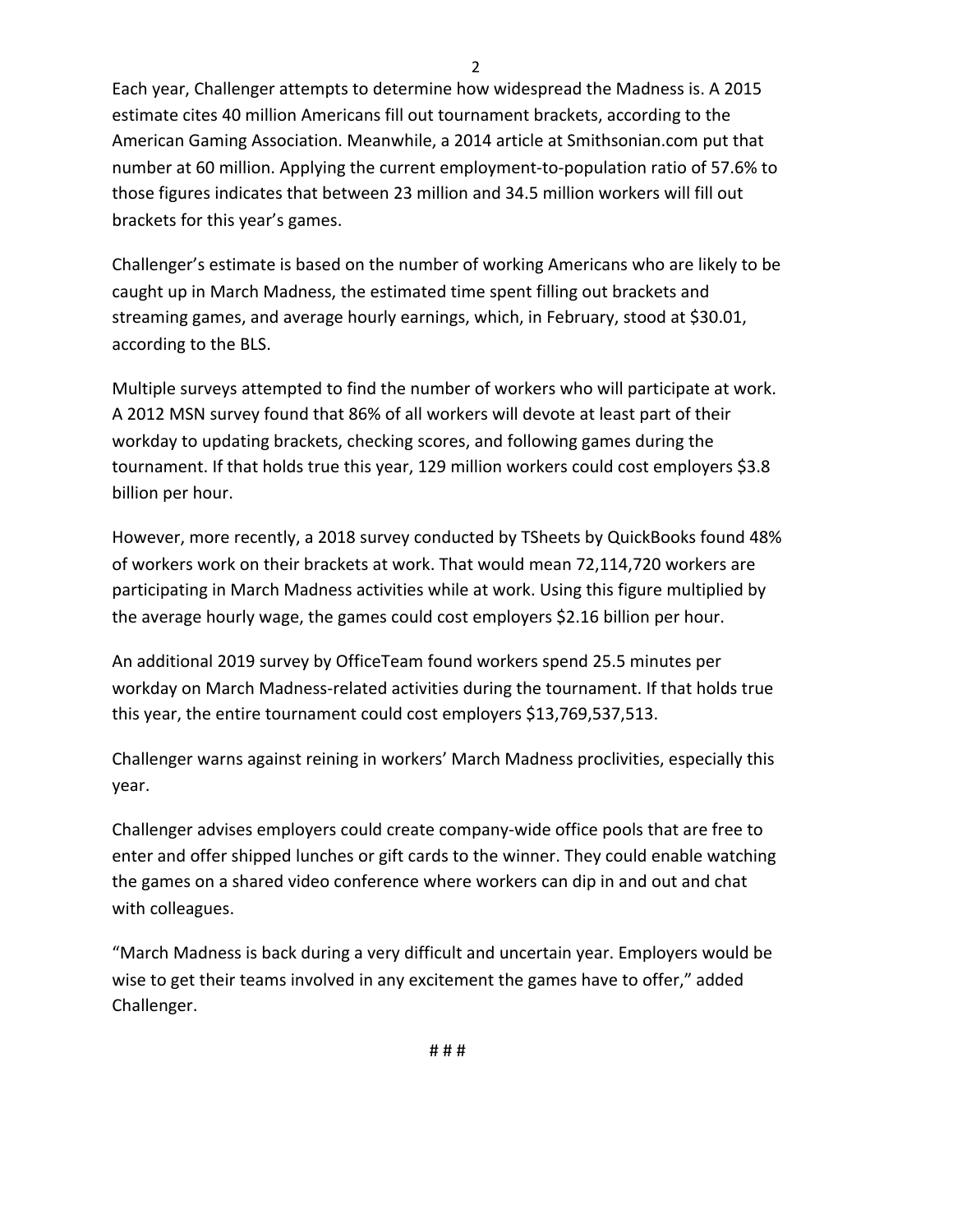Each year, Challenger attempts to determine how widespread the Madness is. A 2015 estimate cites 40 million Americans fill out tournament brackets, according to the American Gaming Association. Meanwhile, a 2014 article at Smithsonian.com put that number at 60 million. Applying the current employment-to-population ratio of 57.6% to those figures indicates that between 23 million and 34.5 million workers will fill out brackets for this year's games.

Challenger's estimate is based on the number of working Americans who are likely to be caught up in March Madness, the estimated time spent filling out brackets and streaming games, and average hourly earnings, which, in February, stood at $30.01, according to the BLS.

Multiple surveys attempted to find the number of workers who will participate at work. A 2012 MSN survey found that 86% of all workers will devote at least part of their workday to updating brackets, checking scores, and following games during the tournament. If that holds true this year, 129 million workers could cost employers $3.8 billion per hour.

However, more recently, a 2018 survey conducted by TSheets by QuickBooks found 48% of workers work on their brackets at work. That would mean 72,114,720 workers are participating in March Madness activities while at work. Using this figure multiplied by the average hourly wage, the games could cost employers $2.16 billion per hour.

An additional 2019 survey by OfficeTeam found workers spend 25.5 minutes per workday on March Madness-related activities during the tournament. If that holds true this year, the entire tournament could cost employers $13,769,537,513.

Challenger warns against reining in workers' March Madness proclivities, especially this year.

Challenger advises employers could create company-wide office pools that are free to enter and offer shipped lunches or gift cards to the winner. They could enable watching the games on a shared video conference where workers can dip in and out and chat with colleagues.

"March Madness is back during a very difficult and uncertain year. Employers would be wise to get their teams involved in any excitement the games have to offer," added Challenger.

# # #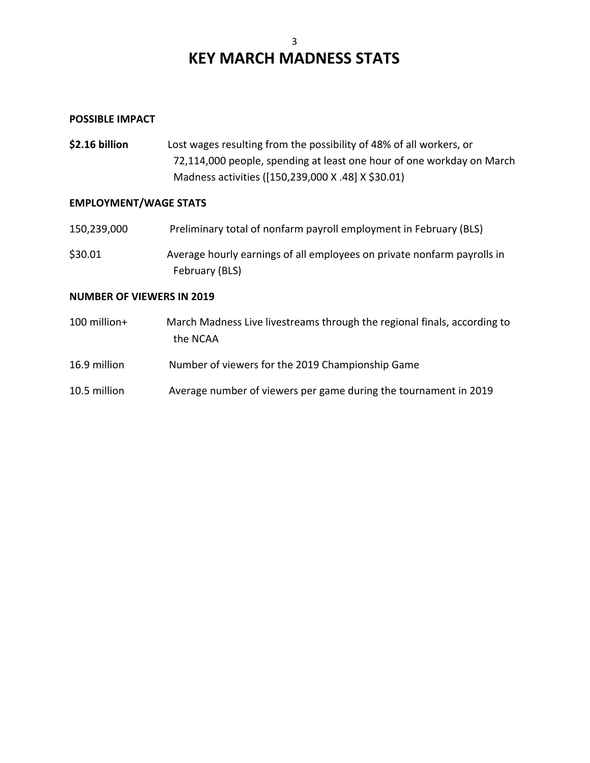# KEY MARCH MADNESS STATS

**POSSIBLE IMPACT**

| | |
|---|---|
| **$2.16 billion** | Lost wages resulting from the possibility of 48% of all workers, or 72,114,000 people, spending at least one hour of one workday on March Madness activities ([150,239,000 X .48] X $30.01) |

**EMPLOYMENT/WAGE STATS**

| | |
|---|---|
| 150,239,000 | Preliminary total of nonfarm payroll employment in February (BLS) |
| $30.01 | Average hourly earnings of all employees on private nonfarm payrolls in February (BLS) |

**NUMBER OF VIEWERS IN 2019**

| | |
|---|---|
| 100 million+ | March Madness Live livestreams through the regional finals, according to the NCAA |
| 16.9 million | Number of viewers for the 2019 Championship Game |
| 10.5 million | Average number of viewers per game during the tournament in 2019 |